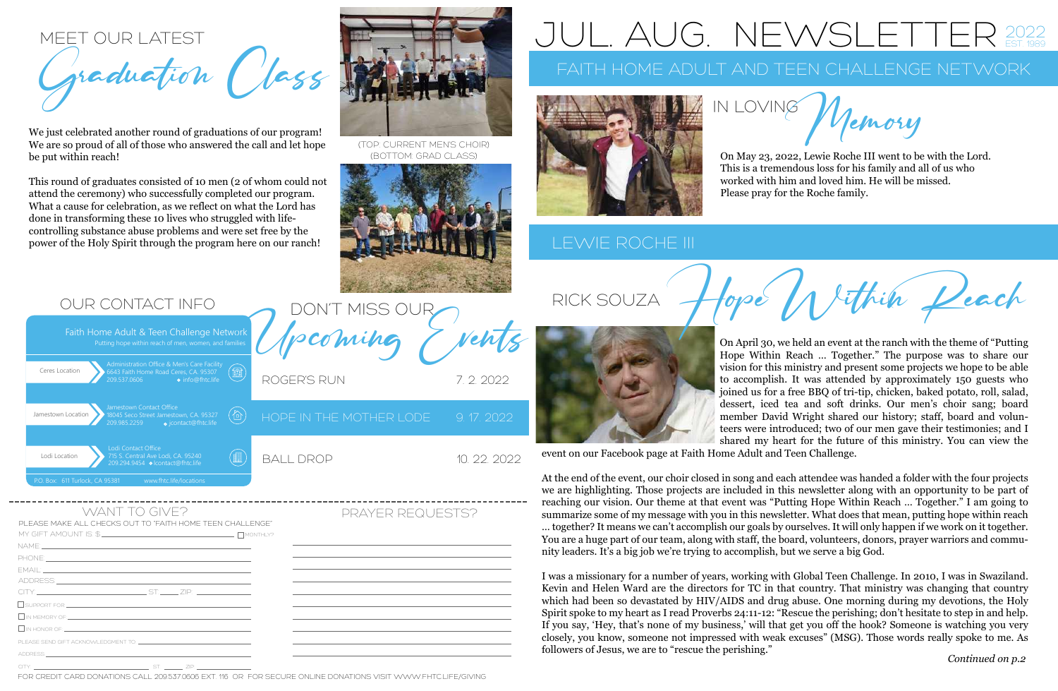# JUL. AUG. NEWSLETTER 2022

EST 1989

## FAITH HOME ADULT AND TEEN CHALLENGE NETWORK

## IN LOVING *Memory*

On May 23, 2022, Lewie Roche III went to be with the Lord. This is a tremendous loss for his family and all of us who worked with him and loved him. He will be missed. Please pray for the Roche family.

### LEWIE ROCHE III

## RICK SOUZA *Hope Within Reach*

On April 30, we held an event at the ranch with the theme of "Putting Hope Within Reach … Together." The purpose was to share our vision for this ministry and present some projects we hope to be able to accomplish. It was attended by approximately 150 guests who joined us for a free BBQ of tri-tip, chicken, baked potato, roll, salad, dessert, iced tea and soft drinks. Our men's choir sang; board member David Wright shared our history; staff, board and volunteers were introduced; two of our men gave their testimonies; and I shared my heart for the future of this ministry. You can view the event on our Facebook page at Faith Home Adult and Teen Challenge.

At the end of the event, our choir closed in song and each attendee was handed a folder with the four projects we are highlighting. Those projects are included in this newsletter along with an opportunity to be part of reaching our vision. Our theme at that event was "Putting Hope Within Reach … Together." I am going to summarize some of my message with you in this newsletter. What does that mean, putting hope within reach … together? It means we can't accomplish our goals by ourselves. It will only happen if we work on it together. You are a huge part of our team, along with staff, the board, volunteers, donors, prayer warriors and community leaders. It's a big job we're trying to accomplish, but we serve a big God.

I was a missionary for a number of years, working with Global Teen Challenge. In 2010, I was in Swaziland. Kevin and Helen Ward are the directors for TC in that country. That ministry was changing that country which had been so devastated by HIV/AIDS and drug abuse. One morning during my devotions, the Holy Spirit spoke to my heart as I read Proverbs 24:11-12: "Rescue the perishing; don't hesitate to step in and help. If you say, 'Hey, that's none of my business,' will that get you off the hook? Someone is watching you very closely, you know, someone not impressed with weak excuses" (MSG). Those words really spoke to me. As followers of Jesus, we are to "rescue the perishing."

*Continued on p.2*

## MEET OUR LATEST *Graduation Class*

We just celebrated another round of graduations of our program! We are so proud of all of those who answered the call and let hope be put within reach!

This round of graduates consisted of 10 men (2 of whom could not attend the ceremony) who successfully completed our program. What a cause for celebration, as we reflect on what the Lord has done in transforming these 10 lives who struggled with life-controlling substance abuse problems and were set free by the power of the Holy Spirit through the program here on our ranch!

(TOP: CURRENT MEN'S CHOIR)
(BOTTOM: GRAD CLASS)

## OUR CONTACT INFO

**Faith Home Adult & Teen Challenge Network**
Putting hope within reach of men, women, and families

| Location | Details |
|---|---|
| Ceres Location | Administration Office & Men's Care Facility, 6643 Faith Home Road Ceres, CA. 95307, 209.537.0606, info@fhtc.life |
| Jamestown Location | Jamestown Contact Office, 18045 Seco Street Jamestown, CA. 95327, 209.985.2259, jcontact@fhtc.life |
| Lodi Location | Lodi Contact Office, 715 S. Central Ave Lodi, CA. 95240, 209.294.9454, lcontact@fhtc.life |

P.O. Box: 611 Turlock, CA 95381 www.fhtc.life/locations

## DON'T MISS OUR *Upcoming Events*

| Event | Date |
|---|---|
| ROGER'S RUN | 7. 2. 2022 |
| HOPE IN THE MOTHER LODE | 9. 17. 2022 |
| BALL DROP | 10. 22. 2022 |

## WANT TO GIVE?

PLEASE MAKE ALL CHECKS OUT TO "FAITH HOME TEEN CHALLENGE"

MY GIFT AMOUNT IS $ ________ ☐ MONTHLY?

NAME ________

PHONE ________

EMAIL ________

ADDRESS ________

CITY ________ ST ____ ZIP ________

☐ SUPPORT FOR ________

☐ IN MEMORY OF ________

☐ IN HONOR OF ________

PLEASE SEND GIFT ACKNOWLEDGMENT TO ________

ADDRESS ________

CITY ________ ST ____ ZIP ________

## PRAYER REQUESTS?

________

FOR CREDIT CARD DONATIONS CALL 209.537.0606 EXT. 116 OR FOR SECURE ONLINE DONATIONS VISIT WWW.FHTC.LIFE/GIVING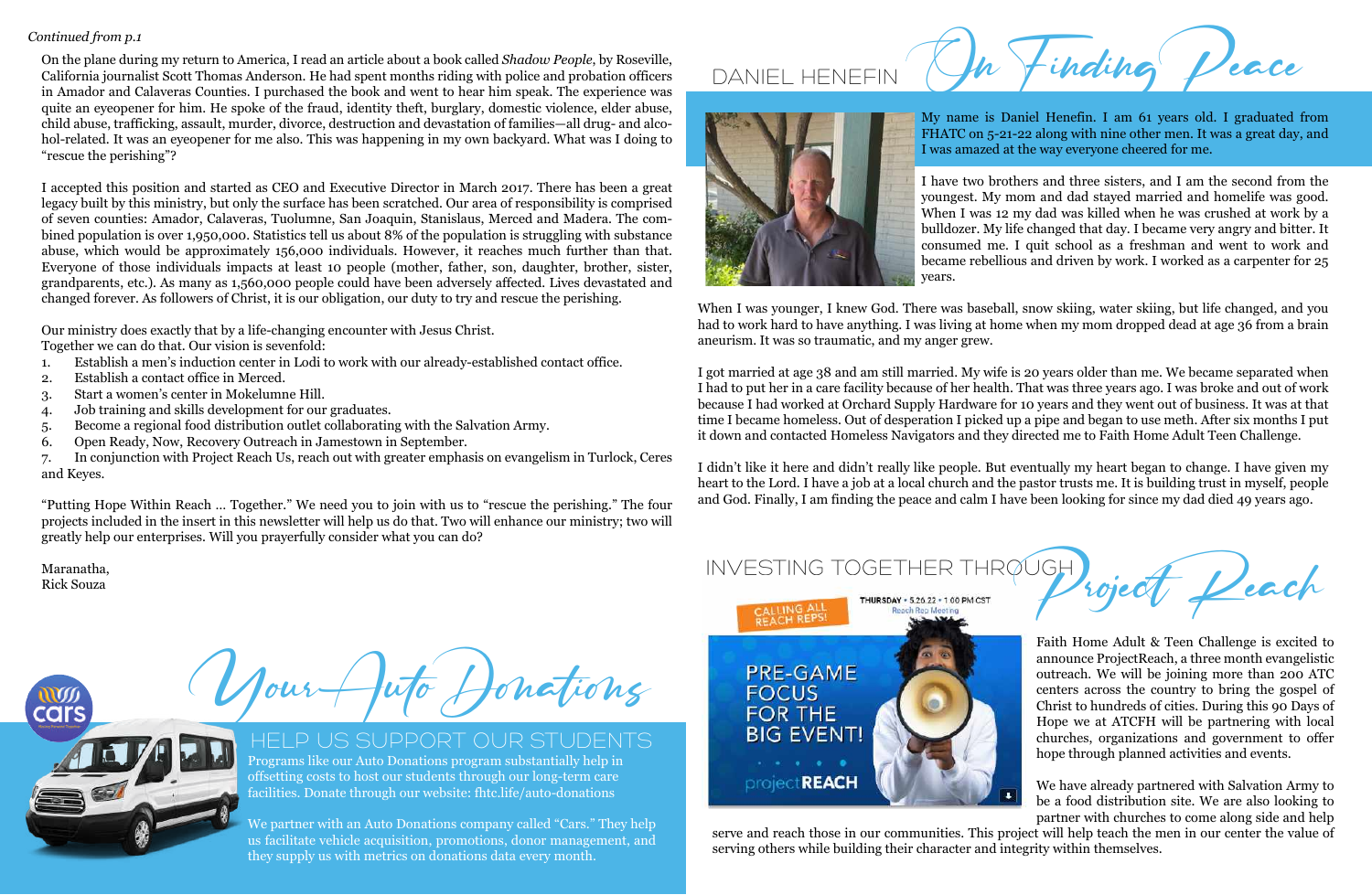*Continued from p.1*

On the plane during my return to America, I read an article about a book called *Shadow People*, by Roseville, California journalist Scott Thomas Anderson. He had spent months riding with police and probation officers in Amador and Calaveras Counties. I purchased the book and went to hear him speak. The experience was quite an eyeopener for him. He spoke of the fraud, identity theft, burglary, domestic violence, elder abuse, child abuse, trafficking, assault, murder, divorce, destruction and devastation of families—all drug- and alcohol-related. It was an eyeopener for me also. This was happening in my own backyard. What was I doing to "rescue the perishing"?

I accepted this position and started as CEO and Executive Director in March 2017. There has been a great legacy built by this ministry, but only the surface has been scratched. Our area of responsibility is comprised of seven counties: Amador, Calaveras, Tuolumne, San Joaquin, Stanislaus, Merced and Madera. The combined population is over 1,950,000. Statistics tell us about 8% of the population is struggling with substance abuse, which would be approximately 156,000 individuals. However, it reaches much further than that. Everyone of those individuals impacts at least 10 people (mother, father, son, daughter, brother, sister, grandparents, etc.). As many as 1,560,000 people could have been adversely affected. Lives devastated and changed forever. As followers of Christ, it is our obligation, our duty to try and rescue the perishing.

Our ministry does exactly that by a life-changing encounter with Jesus Christ.
Together we can do that. Our vision is sevenfold:

1. Establish a men's induction center in Lodi to work with our already-established contact office.
2. Establish a contact office in Merced.
3. Start a women's center in Mokelumne Hill.
4. Job training and skills development for our graduates.
5. Become a regional food distribution outlet collaborating with the Salvation Army.
6. Open Ready, Now, Recovery Outreach in Jamestown in September.
7. In conjunction with Project Reach Us, reach out with greater emphasis on evangelism in Turlock, Ceres and Keyes.

"Putting Hope Within Reach … Together." We need you to join with us to "rescue the perishing." The four projects included in the insert in this newsletter will help us do that. Two will enhance our ministry; two will greatly help our enterprises. Will you prayerfully consider what you can do?

Maranatha,
Rick Souza

## Your Auto Donations

### HELP US SUPPORT OUR STUDENTS

Programs like our Auto Donations program substantially help in offsetting costs to host our students through our long-term care facilities. Donate through our website: fhtc.life/auto-donations

We partner with an Auto Donations company called "Cars." They help us facilitate vehicle acquisition, promotions, donor management, and they supply us with metrics on donations data every month.

## DANIEL HENEFIN On Finding Peace

My name is Daniel Henefin. I am 61 years old. I graduated from FHATC on 5-21-22 along with nine other men. It was a great day, and I was amazed at the way everyone cheered for me.

I have two brothers and three sisters, and I am the second from the youngest. My mom and dad stayed married and homelife was good. When I was 12 my dad was killed when he was crushed at work by a bulldozer. My life changed that day. I became very angry and bitter. It consumed me. I quit school as a freshman and went to work and became rebellious and driven by work. I worked as a carpenter for 25 years.

When I was younger, I knew God. There was baseball, snow skiing, water skiing, but life changed, and you had to work hard to have anything. I was living at home when my mom dropped dead at age 36 from a brain aneurism. It was so traumatic, and my anger grew.

I got married at age 38 and am still married. My wife is 20 years older than me. We became separated when I had to put her in a care facility because of her health. That was three years ago. I was broke and out of work because I had worked at Orchard Supply Hardware for 10 years and they went out of business. It was at that time I became homeless. Out of desperation I picked up a pipe and began to use meth. After six months I put it down and contacted Homeless Navigators and they directed me to Faith Home Adult Teen Challenge.

I didn't like it here and didn't really like people. But eventually my heart began to change. I have given my heart to the Lord. I have a job at a local church and the pastor trusts me. It is building trust in myself, people and God. Finally, I am finding the peace and calm I have been looking for since my dad died 49 years ago.

## INVESTING TOGETHER THROUGH Project Reach

Faith Home Adult & Teen Challenge is excited to announce ProjectReach, a three month evangelistic outreach. We will be joining more than 200 ATC centers across the country to bring the gospel of Christ to hundreds of cities. During this 90 Days of Hope we at ATCFH will be partnering with local churches, organizations and government to offer hope through planned activities and events.

We have already partnered with Salvation Army to be a food distribution site. We are also looking to partner with churches to come along side and help serve and reach those in our communities. This project will help teach the men in our center the value of serving others while building their character and integrity within themselves.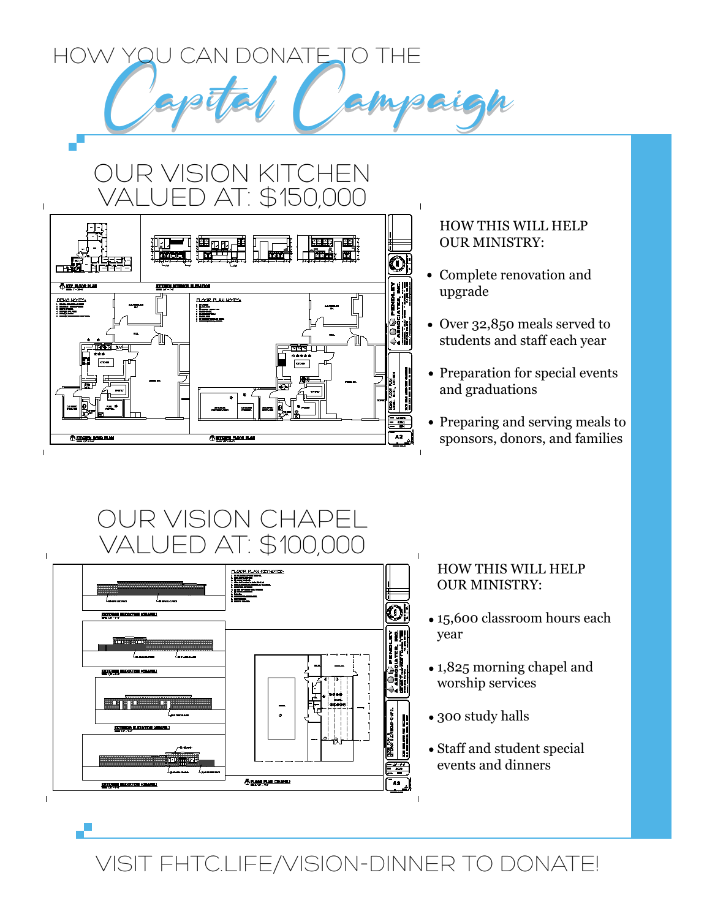# HOW YOU CAN DONATE TO THE *Capital Campaign*

## OUR VISION KITCHEN VALUED AT: $150,000

HOW THIS WILL HELP OUR MINISTRY:

- Complete renovation and upgrade
- Over 32,850 meals served to students and staff each year
- Preparation for special events and graduations
- Preparing and serving meals to sponsors, donors, and families

## OUR VISION CHAPEL VALUED AT: $100,000

HOW THIS WILL HELP OUR MINISTRY:

- 15,600 classroom hours each year
- 1,825 morning chapel and worship services
- 300 study halls
- Staff and student special events and dinners

VISIT FHTC.LIFE/VISION-DINNER TO DONATE!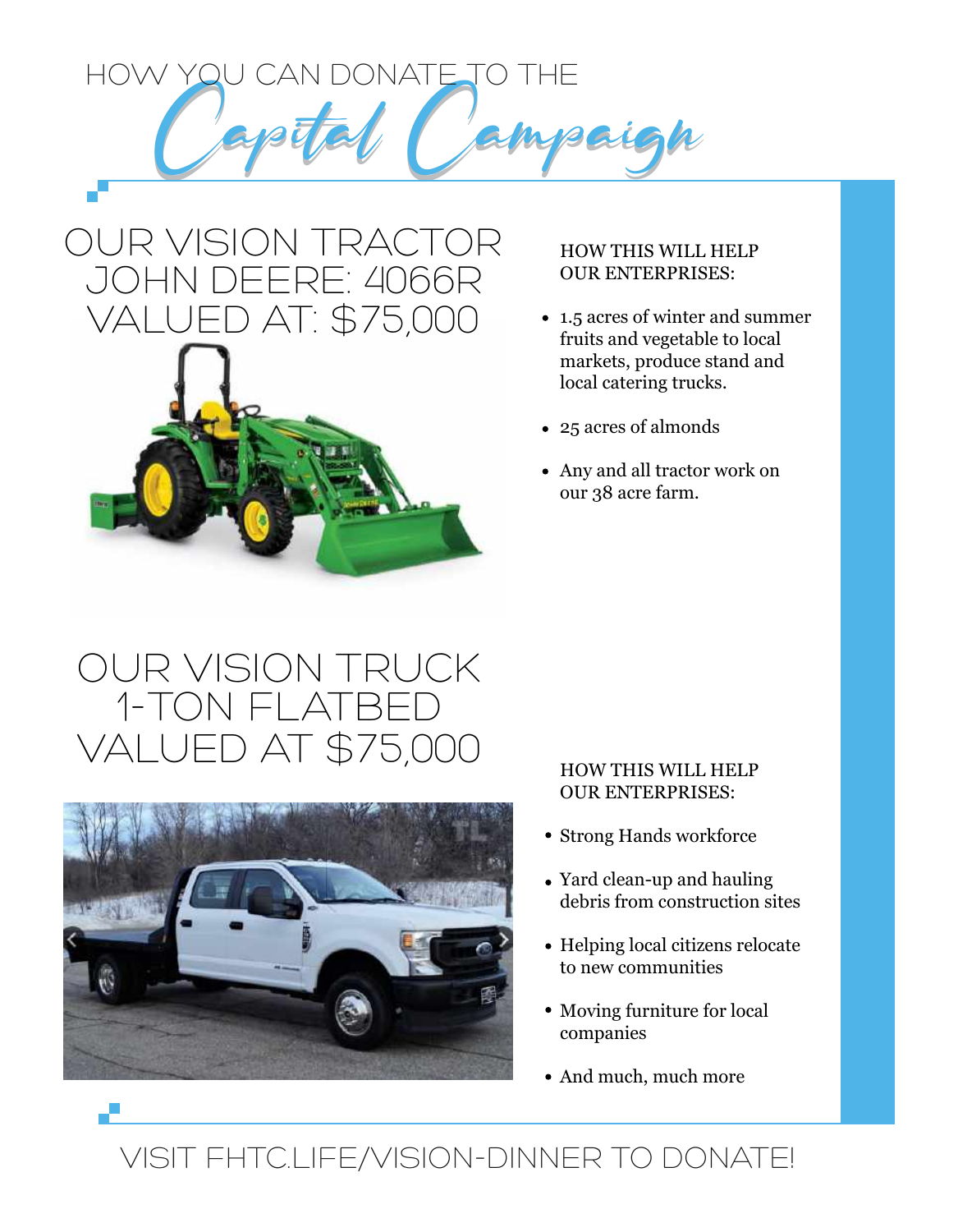HOW YOU CAN DONATE TO THE

# Capital Campaign

## OUR VISION TRACTOR JOHN DEERE: 4066R VALUED AT: $75,000

HOW THIS WILL HELP OUR ENTERPRISES:

- 1.5 acres of winter and summer fruits and vegetable to local markets, produce stand and local catering trucks.
- 25 acres of almonds
- Any and all tractor work on our 38 acre farm.

## OUR VISION TRUCK 1-TON FLATBED VALUED AT $75,000

HOW THIS WILL HELP OUR ENTERPRISES:

- Strong Hands workforce
- Yard clean-up and hauling debris from construction sites
- Helping local citizens relocate to new communities
- Moving furniture for local companies
- And much, much more

VISIT FHTC.LIFE/VISION-DINNER TO DONATE!